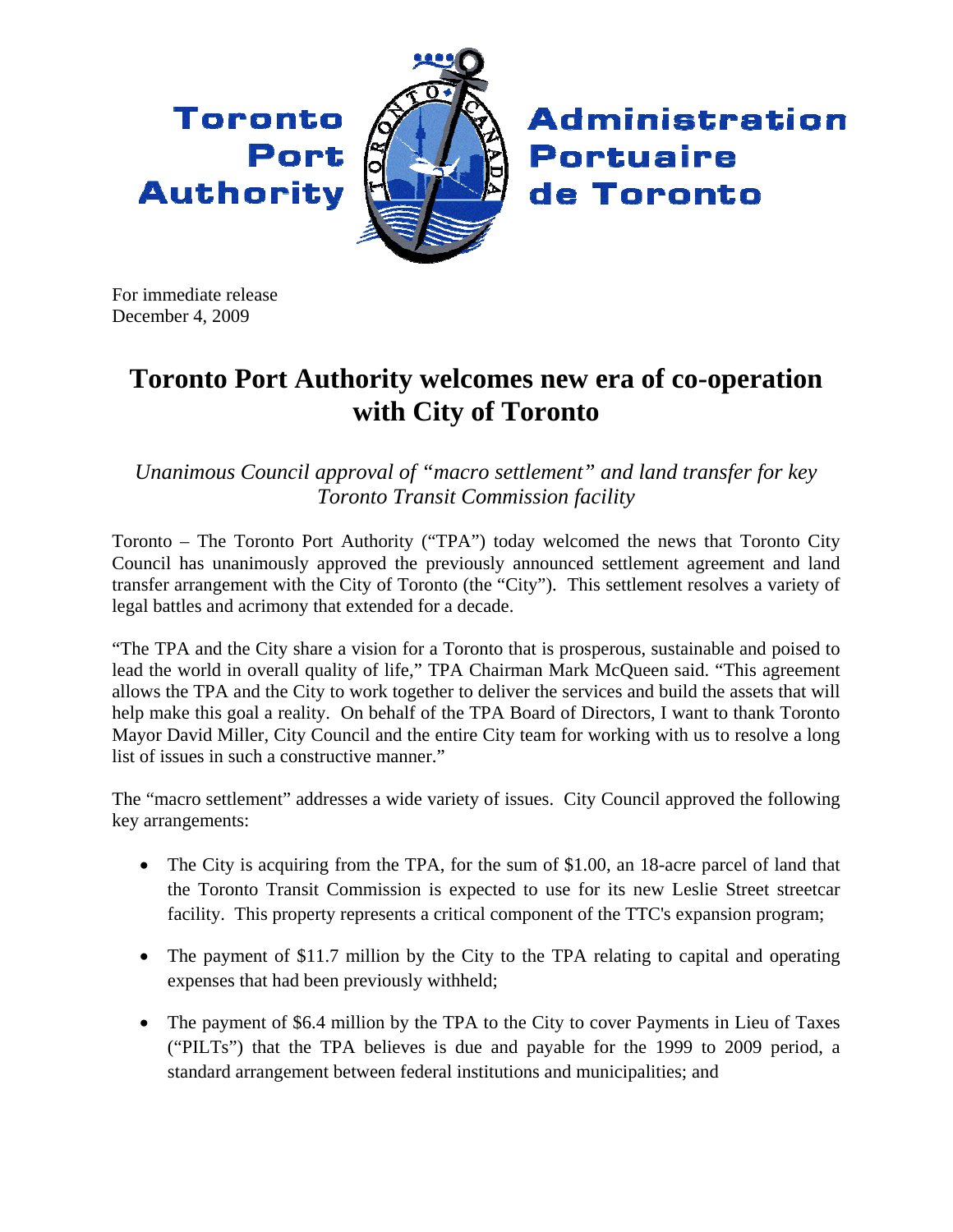Toronto Port Authority | Administration Portuaire de Toronto

For immediate release
December 4, 2009

# Toronto Port Authority welcomes new era of co-operation with City of Toronto

*Unanimous Council approval of "macro settlement" and land transfer for key Toronto Transit Commission facility*

Toronto – The Toronto Port Authority ("TPA") today welcomed the news that Toronto City Council has unanimously approved the previously announced settlement agreement and land transfer arrangement with the City of Toronto (the "City"). This settlement resolves a variety of legal battles and acrimony that extended for a decade.

"The TPA and the City share a vision for a Toronto that is prosperous, sustainable and poised to lead the world in overall quality of life," TPA Chairman Mark McQueen said. "This agreement allows the TPA and the City to work together to deliver the services and build the assets that will help make this goal a reality. On behalf of the TPA Board of Directors, I want to thank Toronto Mayor David Miller, City Council and the entire City team for working with us to resolve a long list of issues in such a constructive manner."

The "macro settlement" addresses a wide variety of issues. City Council approved the following key arrangements:

- The City is acquiring from the TPA, for the sum of $1.00, an 18-acre parcel of land that the Toronto Transit Commission is expected to use for its new Leslie Street streetcar facility. This property represents a critical component of the TTC's expansion program;
- The payment of $11.7 million by the City to the TPA relating to capital and operating expenses that had been previously withheld;
- The payment of $6.4 million by the TPA to the City to cover Payments in Lieu of Taxes ("PILTs") that the TPA believes is due and payable for the 1999 to 2009 period, a standard arrangement between federal institutions and municipalities; and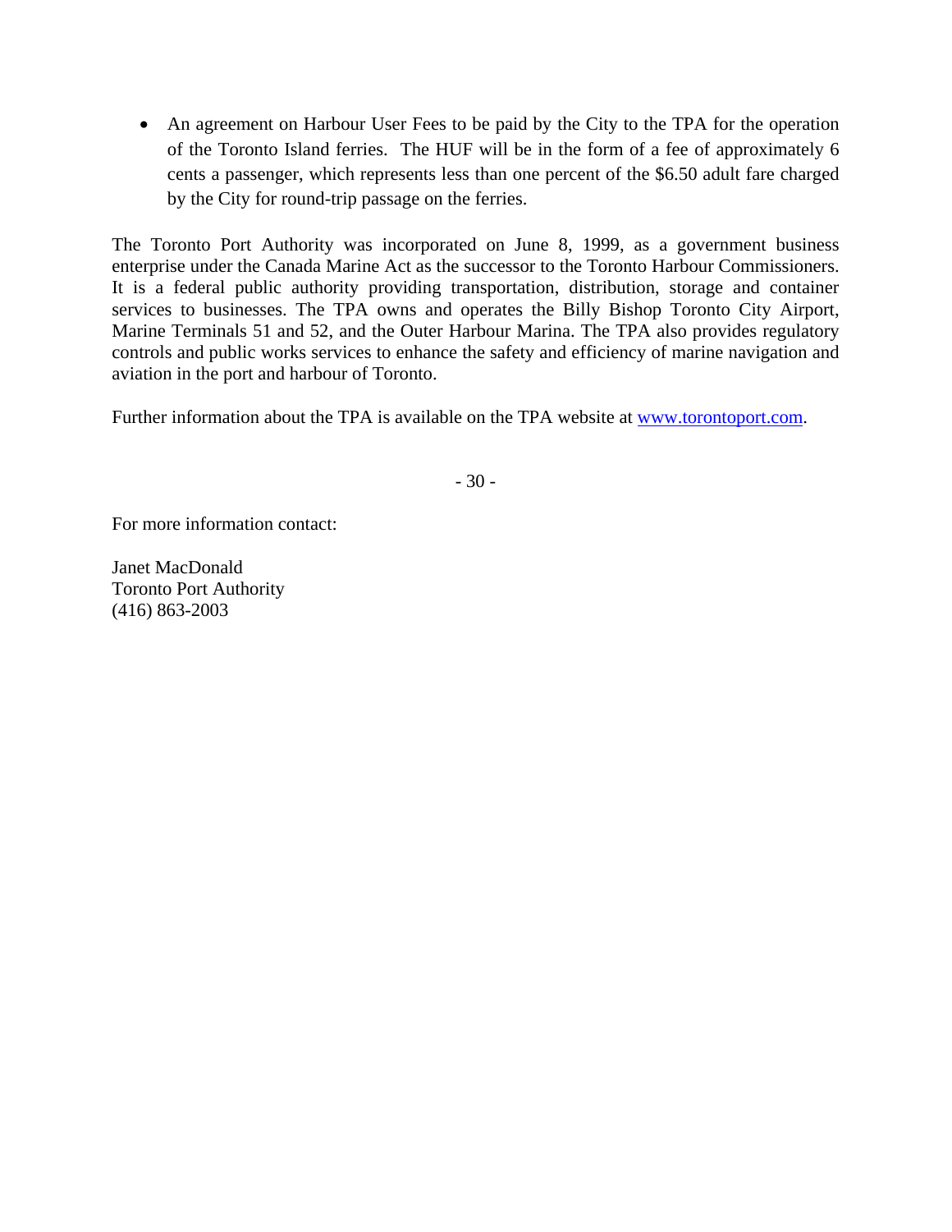- An agreement on Harbour User Fees to be paid by the City to the TPA for the operation of the Toronto Island ferries. The HUF will be in the form of a fee of approximately 6 cents a passenger, which represents less than one percent of the $6.50 adult fare charged by the City for round-trip passage on the ferries.

The Toronto Port Authority was incorporated on June 8, 1999, as a government business enterprise under the Canada Marine Act as the successor to the Toronto Harbour Commissioners. It is a federal public authority providing transportation, distribution, storage and container services to businesses. The TPA owns and operates the Billy Bishop Toronto City Airport, Marine Terminals 51 and 52, and the Outer Harbour Marina. The TPA also provides regulatory controls and public works services to enhance the safety and efficiency of marine navigation and aviation in the port and harbour of Toronto.

Further information about the TPA is available on the TPA website at www.torontoport.com.

- 30 -

For more information contact:

Janet MacDonald
Toronto Port Authority
(416) 863-2003